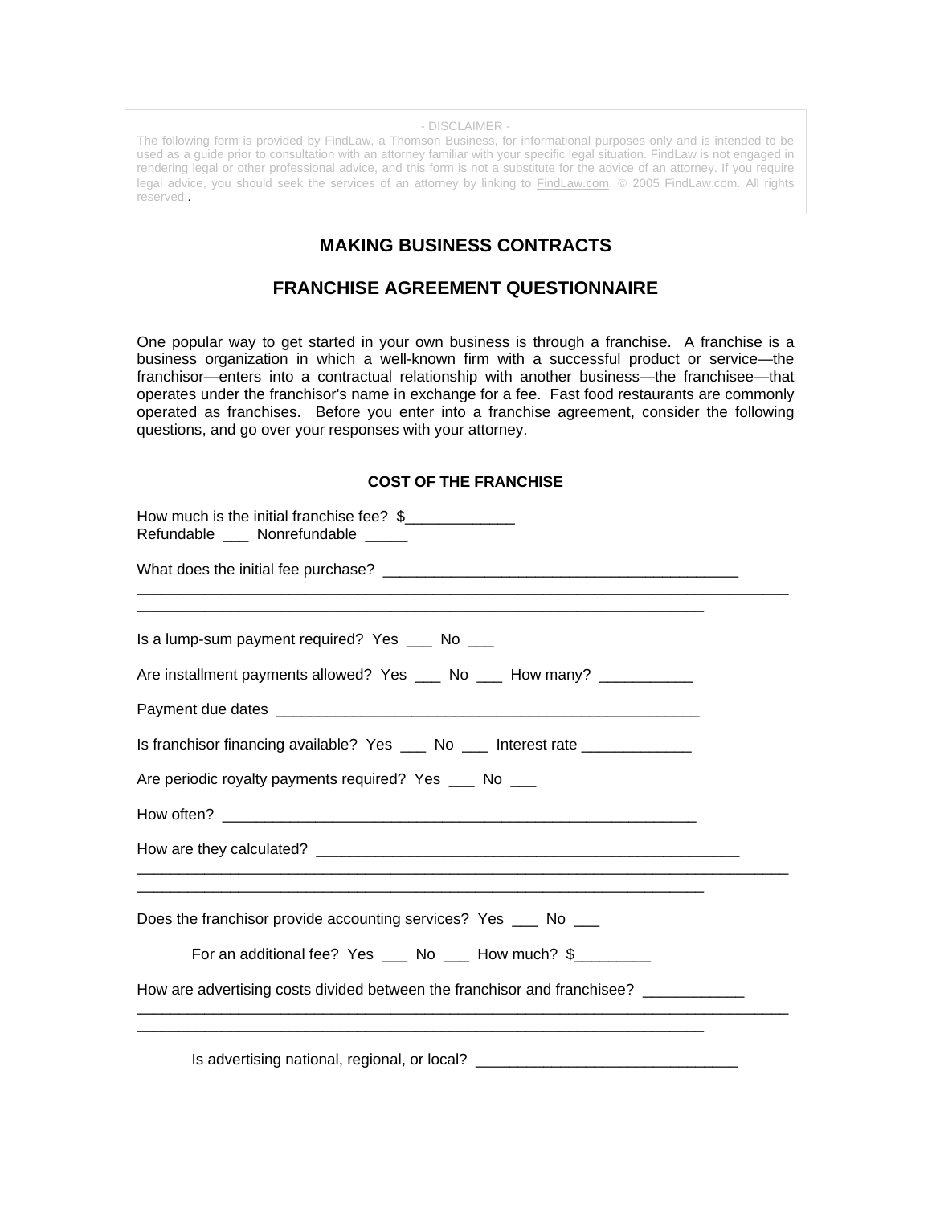- DISCLAIMER -
The following form is provided by FindLaw, a Thomson Business, for informational purposes only and is intended to be used as a guide prior to consultation with an attorney familiar with your specific legal situation. FindLaw is not engaged in rendering legal or other professional advice, and this form is not a substitute for the advice of an attorney. If you require legal advice, you should seek the services of an attorney by linking to FindLaw.com. © 2005 FindLaw.com. All rights reserved..

# MAKING BUSINESS CONTRACTS

# FRANCHISE AGREEMENT QUESTIONNAIRE

One popular way to get started in your own business is through a franchise. A franchise is a business organization in which a well-known firm with a successful product or service—the franchisor—enters into a contractual relationship with another business—the franchisee—that operates under the franchisor's name in exchange for a fee. Fast food restaurants are commonly operated as franchises. Before you enter into a franchise agreement, consider the following questions, and go over your responses with your attorney.

## COST OF THE FRANCHISE

How much is the initial franchise fee? $_____________
Refundable ___ Nonrefundable _____

What does the initial fee purchase? ___________________________________________
_______________________________________________________________________________
_____________________________________________________________________

Is a lump-sum payment required? Yes ___ No ___

Are installment payments allowed? Yes ___ No ___ How many? ___________

Payment due dates ___________________________________________________

Is franchisor financing available? Yes ___ No ___ Interest rate _____________

Are periodic royalty payments required? Yes ___ No ___

How often? _________________________________________________________

How are they calculated? ____________________________________________________
_______________________________________________________________________________
_____________________________________________________________________

Does the franchisor provide accounting services? Yes ___ No ___

For an additional fee? Yes ___ No ___ How much? $_________

How are advertising costs divided between the franchisor and franchisee? ____________
_______________________________________________________________________________
_____________________________________________________________________

Is advertising national, regional, or local? ______________________________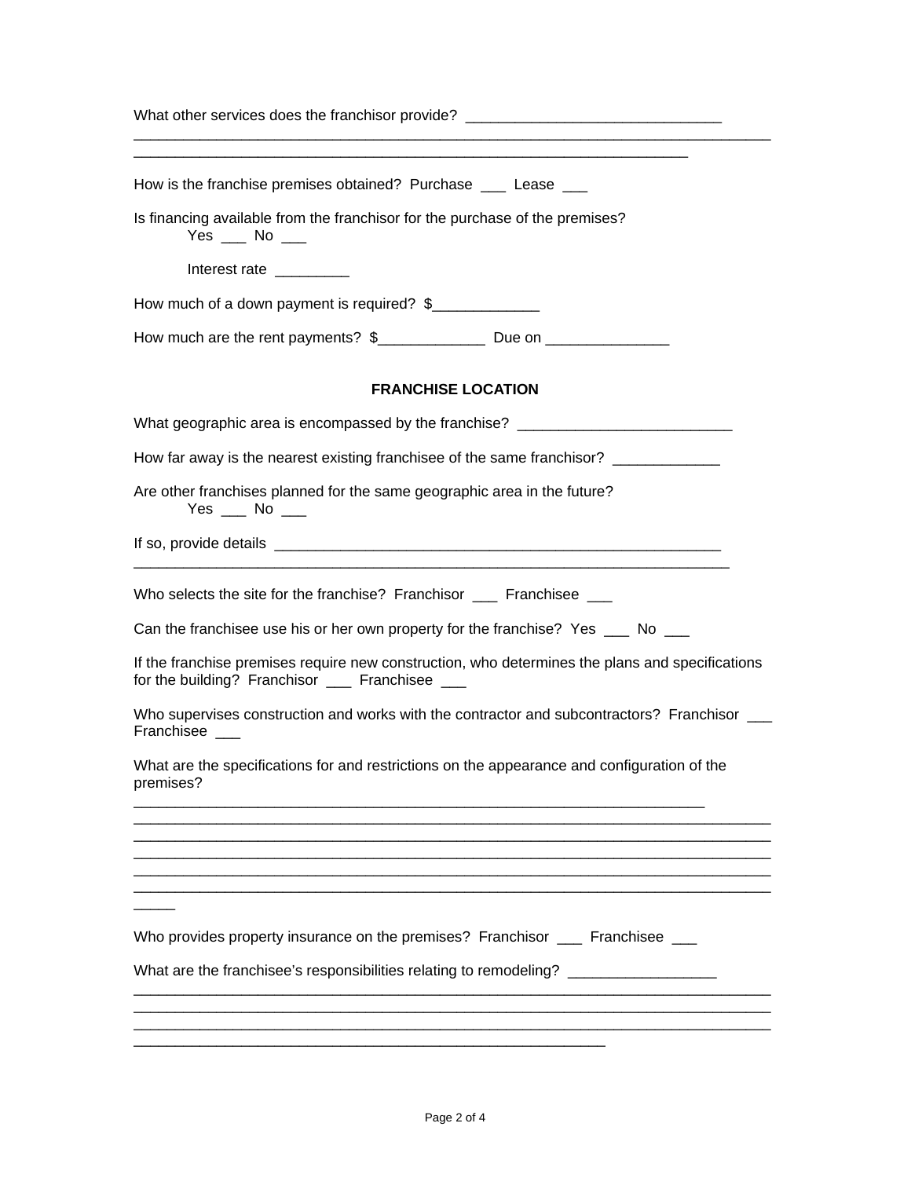What other services does the franchisor provide? _______________________________
_____________________________________________________________________________
____________________________________________________________________

How is the franchise premises obtained? Purchase ___ Lease ___

Is financing available from the franchisor for the purchase of the premises?
Yes ___ No ___

Interest rate _________

How much of a down payment is required? $_____________

How much are the rent payments? $_____________ Due on _______________

**FRANCHISE LOCATION**

What geographic area is encompassed by the franchise? __________________________

How far away is the nearest existing franchisee of the same franchisor? _____________

Are other franchises planned for the same geographic area in the future?
Yes ___ No ___

If so, provide details ________________________________________________________
_________________________________________________________________________

Who selects the site for the franchise? Franchisor ___ Franchisee ___

Can the franchisee use his or her own property for the franchise? Yes ___ No ___

If the franchise premises require new construction, who determines the plans and specifications for the building? Franchisor ___ Franchisee ___

Who supervises construction and works with the contractor and subcontractors? Franchisor ___ Franchisee ___

What are the specifications for and restrictions on the appearance and configuration of the premises?
______________________________________________________________________
_____________________________________________________________________________
_____________________________________________________________________________
_____________________________________________________________________________
_____________________________________________________________________________
_____________________________________________________________________________
_____

Who provides property insurance on the premises? Franchisor ___ Franchisee ___

What are the franchisee's responsibilities relating to remodeling? _________________
_____________________________________________________________________________
_____________________________________________________________________________
_____________________________________________________________________________
_________________________________________________________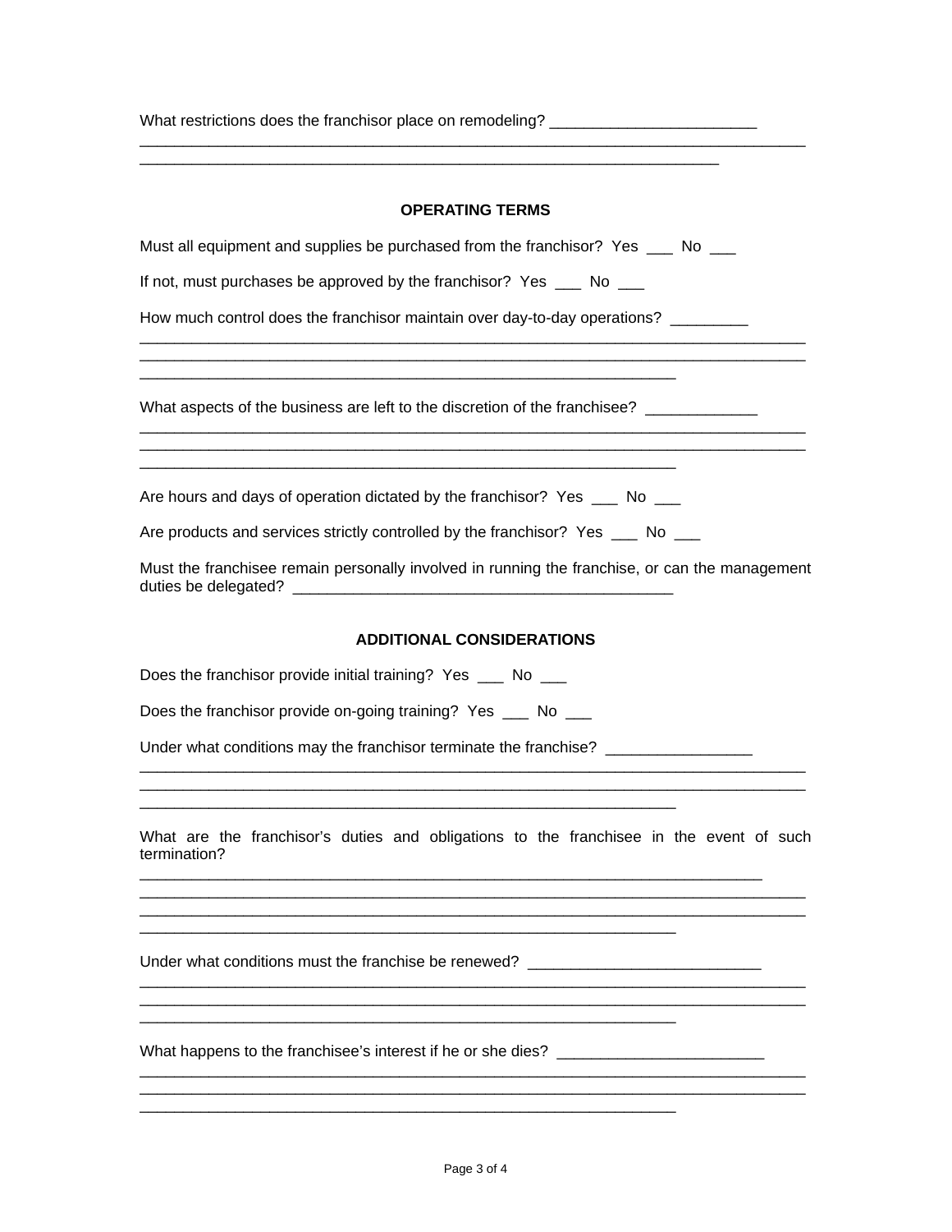What restrictions does the franchisor place on remodeling? ________________________
________________________________________________________________________________
______________________________________________________________________

## OPERATING TERMS

Must all equipment and supplies be purchased from the franchisor? Yes ___ No ___

If not, must purchases be approved by the franchisor? Yes ___ No ___

How much control does the franchisor maintain over day-to-day operations? ________
________________________________________________________________________________
________________________________________________________________________________
_________________________________________________________________

What aspects of the business are left to the discretion of the franchisee? _____________
________________________________________________________________________________
________________________________________________________________________________
_________________________________________________________________

Are hours and days of operation dictated by the franchisor? Yes ___ No ___

Are products and services strictly controlled by the franchisor? Yes ___ No ___

Must the franchisee remain personally involved in running the franchise, or can the management duties be delegated? ______________________________________________

## ADDITIONAL CONSIDERATIONS

Does the franchisor provide initial training? Yes ___ No ___

Does the franchisor provide on-going training? Yes ___ No ___

Under what conditions may the franchisor terminate the franchise? ________________
________________________________________________________________________________
________________________________________________________________________________
_________________________________________________________________

What are the franchisor's duties and obligations to the franchisee in the event of such termination?
___________________________________________________________________________
________________________________________________________________________________
________________________________________________________________________________
_________________________________________________________________

Under what conditions must the franchise be renewed? ___________________________
________________________________________________________________________________
________________________________________________________________________________
_________________________________________________________________

What happens to the franchisee's interest if he or she dies? ________________________
________________________________________________________________________________
________________________________________________________________________________
_________________________________________________________________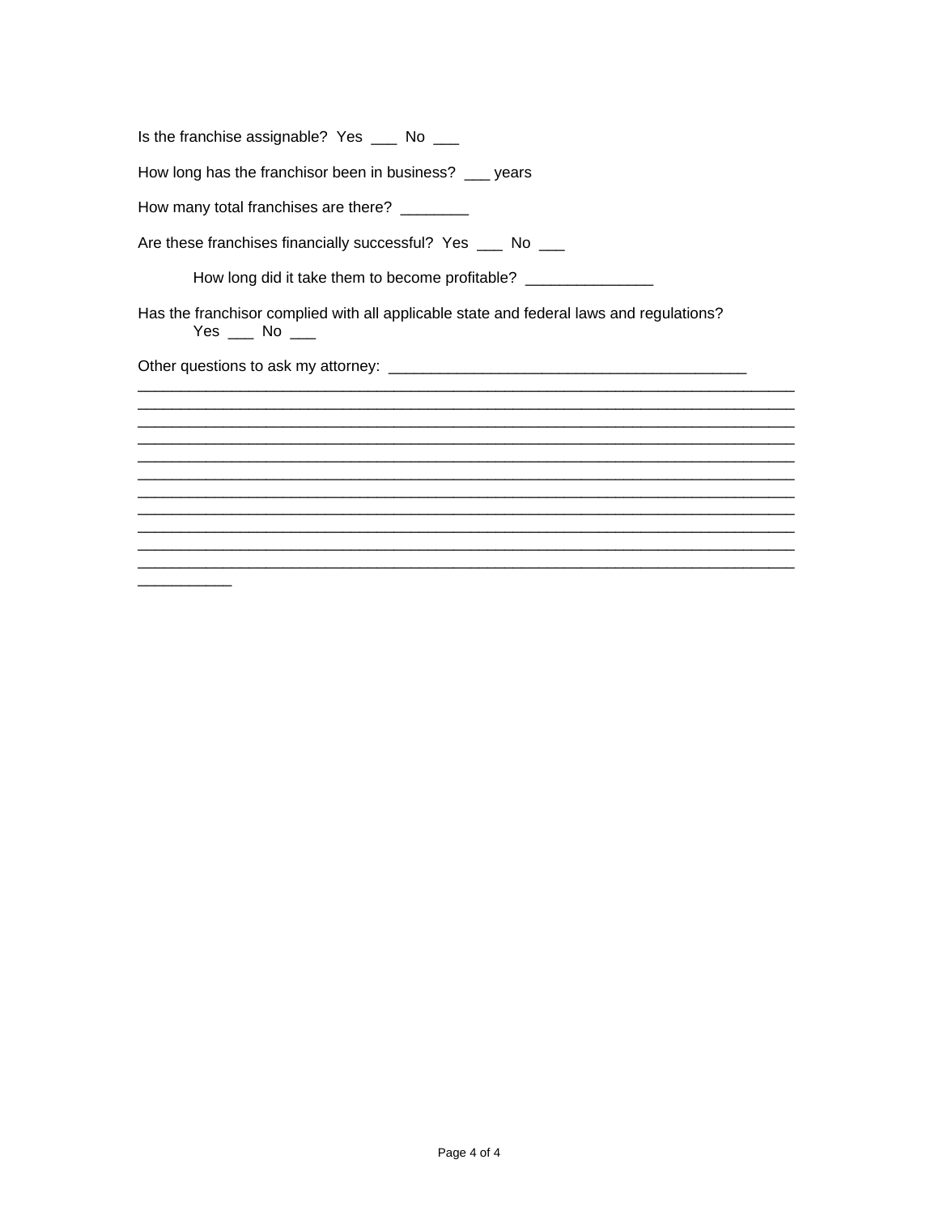Is the franchise assignable?  Yes ___  No ___

How long has the franchisor been in business?  ___ years

How many total franchises are there?  ________

Are these franchises financially successful?  Yes ___  No ___

How long did it take them to become profitable?  _______________

Has the franchisor complied with all applicable state and federal laws and regulations?
Yes ___  No ___

Other questions to ask my attorney:  ___________________________________________
_____________________________________________________________________________
_____________________________________________________________________________
_____________________________________________________________________________
_____________________________________________________________________________
_____________________________________________________________________________
_____________________________________________________________________________
_____________________________________________________________________________
_____________________________________________________________________________
_____________________________________________________________________________
_____________________________________________________________________________
_____________________________________________________________________________
___________